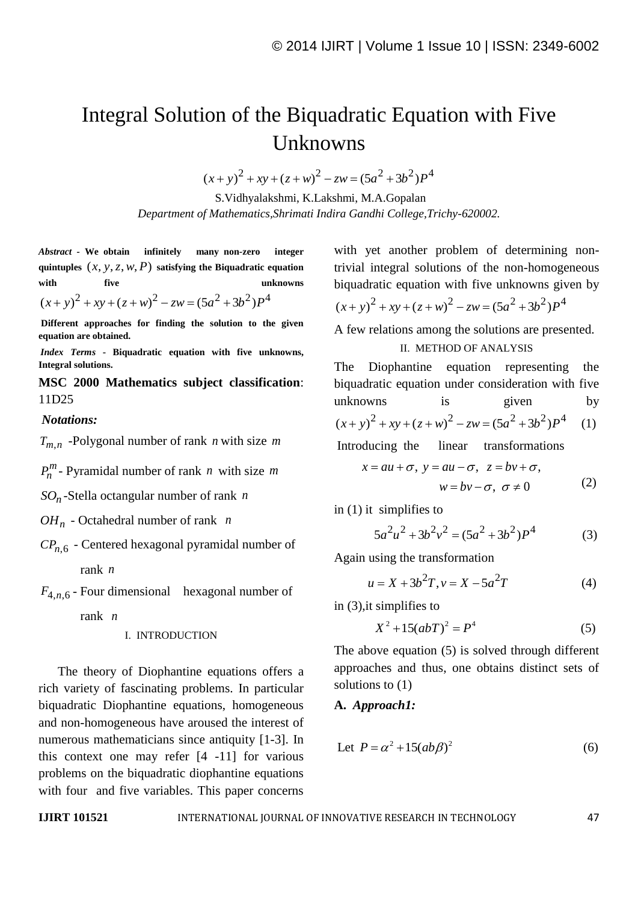# Integral Solution of the Biquadratic Equation with Five Unknowns

$$(x+y)^2 + xy + (z+w)^2 - zw = (5a^2 + 3b^2)P^4$$

S.Vidhyalakshmi, K.Lakshmi, M.A.Gopalan

*Department of Mathematics,Shrimati Indira Gandhi College,Trichy-620002.*

***Abstract*** **- We obtain infinitely many non-zero integer quintuples $(x, y, z, w, P)$ satisfying the Biquadratic equation with five unknowns $(x+y)^2 + xy + (z+w)^2 - zw = (5a^2 + 3b^2)P^4$**

**Different approaches for finding the solution to the given equation are obtained.**

***Index Terms*** **- Biquadratic equation with five unknowns, Integral solutions.**

**MSC 2000 Mathematics subject classification**: 11D25

***Notations:***

$T_{m,n}$ -Polygonal number of rank $n$ with size $m$

$P_n^m$ - Pyramidal number of rank $n$ with size $m$

$SO_n$ -Stella octangular number of rank $n$

$OH_n$ - Octahedral number of rank $n$

$CP_{n,6}$ - Centered hexagonal pyramidal number of rank $n$

$F_{4,n,6}$ - Four dimensional hexagonal number of rank $n$

## I. INTRODUCTION

The theory of Diophantine equations offers a rich variety of fascinating problems. In particular biquadratic Diophantine equations, homogeneous and non-homogeneous have aroused the interest of numerous mathematicians since antiquity [1-3]. In this context one may refer [4 -11] for various problems on the biquadratic diophantine equations with four and five variables. This paper concerns with yet another problem of determining non-trivial integral solutions of the non-homogeneous biquadratic equation with five unknowns given by $(x+y)^2 + xy + (z+w)^2 - zw = (5a^2 + 3b^2)P^4$

A few relations among the solutions are presented.

## II. METHOD OF ANALYSIS

The Diophantine equation representing the biquadratic equation under consideration with five unknowns is given by

$$(x+y)^2 + xy + (z+w)^2 - zw = (5a^2 + 3b^2)P^4 \quad (1)$$

Introducing the linear transformations

$$x = au + \sigma,\ y = au - \sigma,\ z = bv + \sigma,\ w = bv - \sigma,\ \sigma \neq 0 \quad (2)$$

in (1) it simplifies to

$$5a^2u^2 + 3b^2v^2 = (5a^2 + 3b^2)P^4 \quad (3)$$

Again using the transformation

$$u = X + 3b^2T, v = X - 5a^2T \quad (4)$$

in (3),it simplifies to

$$X^2 + 15(abT)^2 = P^4 \quad (5)$$

The above equation (5) is solved through different approaches and thus, one obtains distinct sets of solutions to (1)

### A. *Approach1:*

Let $P = \alpha^2 + 15(ab\beta)^2 \quad (6)$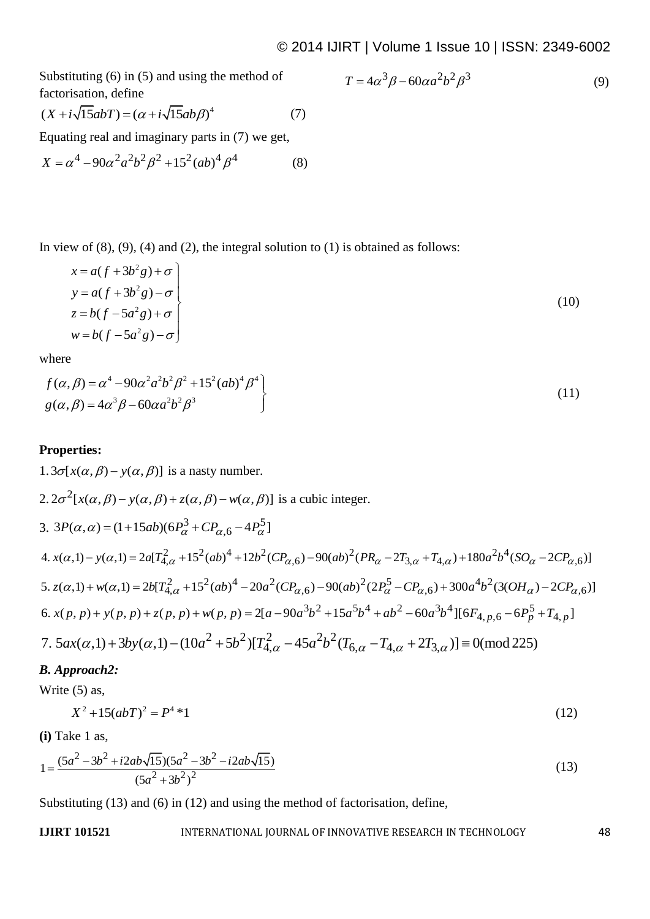Substituting (6) in (5) and using the method of factorisation, define

$$(X + i\sqrt{15}abT) = (\alpha + i\sqrt{15}ab\beta)^4 \quad (7)$$

Equating real and imaginary parts in (7) we get,

$$X = \alpha^4 - 90\alpha^2 a^2 b^2 \beta^2 + 15^2 (ab)^4 \beta^4 \quad (8)$$

$$T = 4\alpha^3 \beta - 60\alpha a^2 b^2 \beta^3 \quad (9)$$

In view of (8), (9), (4) and (2), the integral solution to (1) is obtained as follows:

$$\left.\begin{aligned} x &= a(f + 3b^2 g) + \sigma \\ y &= a(f + 3b^2 g) - \sigma \\ z &= b(f - 5a^2 g) + \sigma \\ w &= b(f - 5a^2 g) - \sigma \end{aligned}\right\} \quad (10)$$

where

$$\left.\begin{aligned} f(\alpha, \beta) &= \alpha^4 - 90\alpha^2 a^2 b^2 \beta^2 + 15^2 (ab)^4 \beta^4 \\ g(\alpha, \beta) &= 4\alpha^3 \beta - 60\alpha a^2 b^2 \beta^3 \end{aligned}\right\} \quad (11)$$

**Properties:**

1. $3\sigma[x(\alpha,\beta) - y(\alpha,\beta)]$ is a nasty number.

2. $2\sigma^2[x(\alpha,\beta) - y(\alpha,\beta) + z(\alpha,\beta) - w(\alpha,\beta)]$ is a cubic integer.

3. $3P(\alpha,\alpha) = (1+15ab)(6P_\alpha^3 + CP_{\alpha,6} - 4P_\alpha^5]$

4. $x(\alpha,1) - y(\alpha,1) = 2a[T_{4,\alpha}^2 + 15^2(ab)^4 + 12b^2(CP_{\alpha,6}) - 90(ab)^2(PR_\alpha - 2T_{3,\alpha} + T_{4,\alpha}) + 180a^2b^4(SO_\alpha - 2CP_{\alpha,6})]$

5. $z(\alpha,1) + w(\alpha,1) = 2b[T_{4,\alpha}^2 + 15^2(ab)^4 - 20a^2(CP_{\alpha,6}) - 90(ab)^2(2P_\alpha^5 - CP_{\alpha,6}) + 300a^4b^2(3(OH_\alpha) - 2CP_{\alpha,6})]$

6. $x(p,p) + y(p,p) + z(p,p) + w(p,p) = 2[a - 90a^3b^2 + 15a^5b^4 + ab^2 - 60a^3b^4][6F_{4,p,6} - 6P_p^5 + T_{4,p}]$

7. $5ax(\alpha,1) + 3by(\alpha,1) - (10a^2 + 5b^2)[T_{4,\alpha}^2 - 45a^2b^2(T_{6,\alpha} - T_{4,\alpha} + 2T_{3,\alpha})] \equiv 0 (\bmod 225)$

### *B. Approach2:*

Write (5) as,

$$X^2 + 15(abT)^2 = P^4 * 1 \quad (12)$$

**(i)** Take 1 as,

$$1 = \frac{(5a^2 - 3b^2 + i2ab\sqrt{15})(5a^2 - 3b^2 - i2ab\sqrt{15})}{(5a^2 + 3b^2)^2} \quad (13)$$

Substituting (13) and (6) in (12) and using the method of factorisation, define,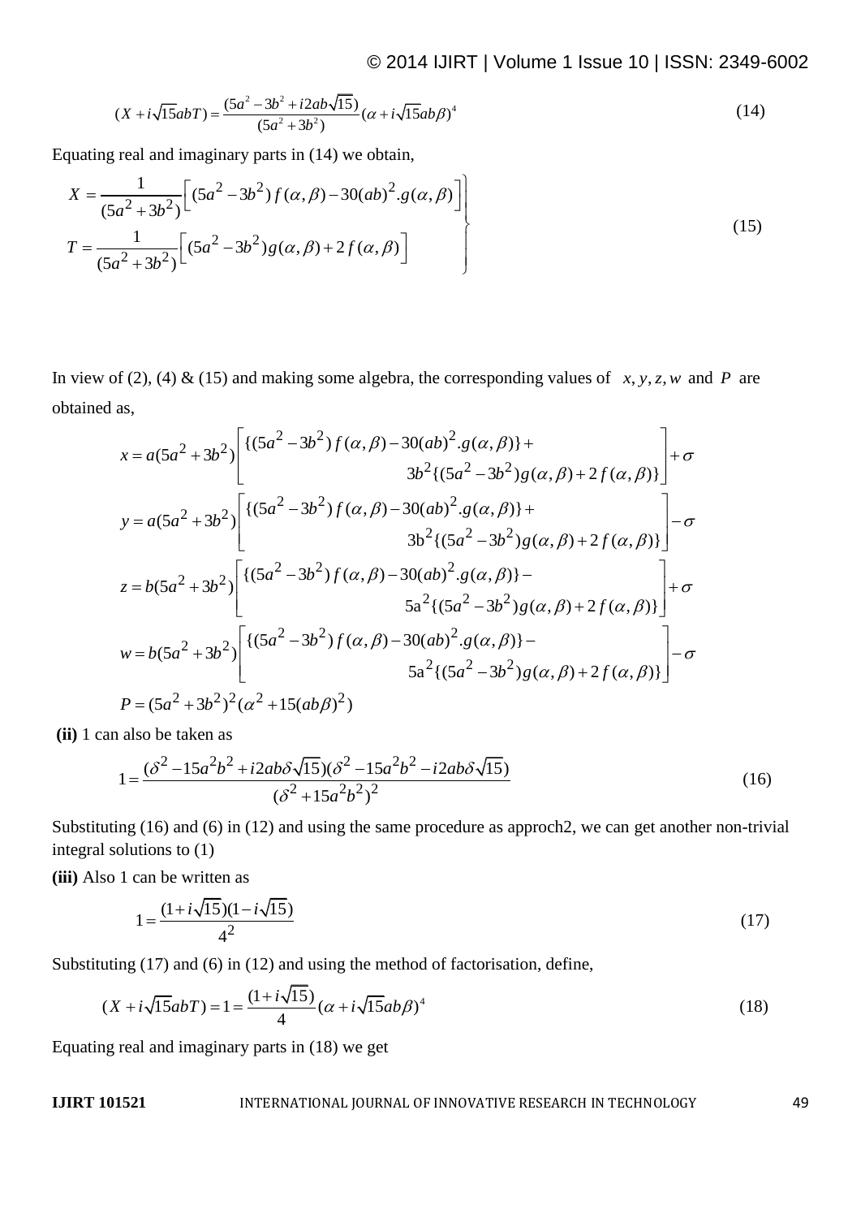$$(X + i\sqrt{15}abT) = \frac{(5a^2 - 3b^2 + i2ab\sqrt{15})}{(5a^2 + 3b^2)}(\alpha + i\sqrt{15}ab\beta)^4 \tag{14}$$

Equating real and imaginary parts in (14) we obtain,

$$\left.\begin{aligned} X &= \frac{1}{(5a^2 + 3b^2)}\left[(5a^2 - 3b^2)f(\alpha,\beta) - 30(ab)^2.g(\alpha,\beta)\right] \\ T &= \frac{1}{(5a^2 + 3b^2)}\left[(5a^2 - 3b^2)g(\alpha,\beta) + 2f(\alpha,\beta)\right] \end{aligned}\right\} \tag{15}$$

In view of (2), (4) & (15) and making some algebra, the corresponding values of $x, y, z, w$ and $P$ are obtained as,

$$x = a(5a^2 + 3b^2)\left[\begin{aligned} &\{(5a^2 - 3b^2)f(\alpha,\beta) - 30(ab)^2.g(\alpha,\beta)\} + \\ &\qquad 3b^2\{(5a^2 - 3b^2)g(\alpha,\beta) + 2f(\alpha,\beta)\} \end{aligned}\right] + \sigma$$

$$y = a(5a^2 + 3b^2)\left[\begin{aligned} &\{(5a^2 - 3b^2)f(\alpha,\beta) - 30(ab)^2.g(\alpha,\beta)\} + \\ &\qquad 3b^2\{(5a^2 - 3b^2)g(\alpha,\beta) + 2f(\alpha,\beta)\} \end{aligned}\right] - \sigma$$

$$z = b(5a^2 + 3b^2)\left[\begin{aligned} &\{(5a^2 - 3b^2)f(\alpha,\beta) - 30(ab)^2.g(\alpha,\beta)\} - \\ &\qquad 5a^2\{(5a^2 - 3b^2)g(\alpha,\beta) + 2f(\alpha,\beta)\} \end{aligned}\right] + \sigma$$

$$w = b(5a^2 + 3b^2)\left[\begin{aligned} &\{(5a^2 - 3b^2)f(\alpha,\beta) - 30(ab)^2.g(\alpha,\beta)\} - \\ &\qquad 5a^2\{(5a^2 - 3b^2)g(\alpha,\beta) + 2f(\alpha,\beta)\} \end{aligned}\right] - \sigma$$

$$P = (5a^2 + 3b^2)^2(\alpha^2 + 15(ab\beta)^2)$$

**(ii)** 1 can also be taken as

$$1 = \frac{(\delta^2 - 15a^2b^2 + i2ab\delta\sqrt{15})(\delta^2 - 15a^2b^2 - i2ab\delta\sqrt{15})}{(\delta^2 + 15a^2b^2)^2} \tag{16}$$

Substituting (16) and (6) in (12) and using the same procedure as approch2, we can get another non-trivial integral solutions to (1)

**(iii)** Also 1 can be written as

$$1 = \frac{(1 + i\sqrt{15})(1 - i\sqrt{15})}{4^2} \tag{17}$$

Substituting (17) and (6) in (12) and using the method of factorisation, define,

$$(X + i\sqrt{15}abT) = 1 = \frac{(1 + i\sqrt{15})}{4}(\alpha + i\sqrt{15}ab\beta)^4 \tag{18}$$

Equating real and imaginary parts in (18) we get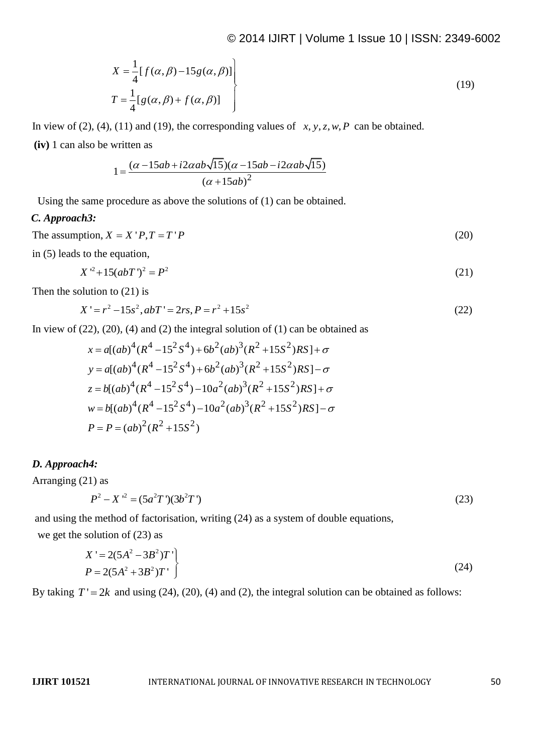$$
\left.\begin{aligned}
X &= \frac{1}{4}[f(\alpha,\beta) - 15g(\alpha,\beta)] \\
T &= \frac{1}{4}[g(\alpha,\beta) + f(\alpha,\beta)]
\end{aligned}\right\} \tag{19}
$$

In view of (2), (4), (11) and (19), the corresponding values of $x, y, z, w, P$ can be obtained.

**(iv)** 1 can also be written as

$$
1 = \frac{(\alpha - 15ab + i2\alpha ab\sqrt{15})(\alpha - 15ab - i2\alpha ab\sqrt{15})}{(\alpha + 15ab)^2}
$$

Using the same procedure as above the solutions of (1) can be obtained.

### *C. Approach3:*

The assumption, $X = X'P, T = T'P$ (20)

in (5) leads to the equation,

$$
X'^2 + 15(abT')^2 = P^2 \tag{21}
$$

Then the solution to (21) is

$$
X' = r^2 - 15s^2, abT' = 2rs, P = r^2 + 15s^2 \tag{22}
$$

In view of (22), (20), (4) and (2) the integral solution of (1) can be obtained as

$$
\begin{aligned}
x &= a[(ab)^4(R^4 - 15^2S^4) + 6b^2(ab)^3(R^2 + 15S^2)RS] + \sigma \\
y &= a[(ab)^4(R^4 - 15^2S^4) + 6b^2(ab)^3(R^2 + 15S^2)RS] - \sigma \\
z &= b[(ab)^4(R^4 - 15^2S^4) - 10a^2(ab)^3(R^2 + 15S^2)RS] + \sigma \\
w &= b[(ab)^4(R^4 - 15^2S^4) - 10a^2(ab)^3(R^2 + 15S^2)RS] - \sigma \\
P &= P = (ab)^2(R^2 + 15S^2)
\end{aligned}
$$

### *D. Approach4:*

Arranging (21) as

$$
P^2 - X'^2 = (5a^2T')(3b^2T') \tag{23}
$$

and using the method of factorisation, writing (24) as a system of double equations, we get the solution of (23) as

$$
\left.\begin{aligned}
X' &= 2(5A^2 - 3B^2)T' \\
P &= 2(5A^2 + 3B^2)T'
\end{aligned}\right\} \tag{24}
$$

By taking $T' = 2k$ and using (24), (20), (4) and (2), the integral solution can be obtained as follows: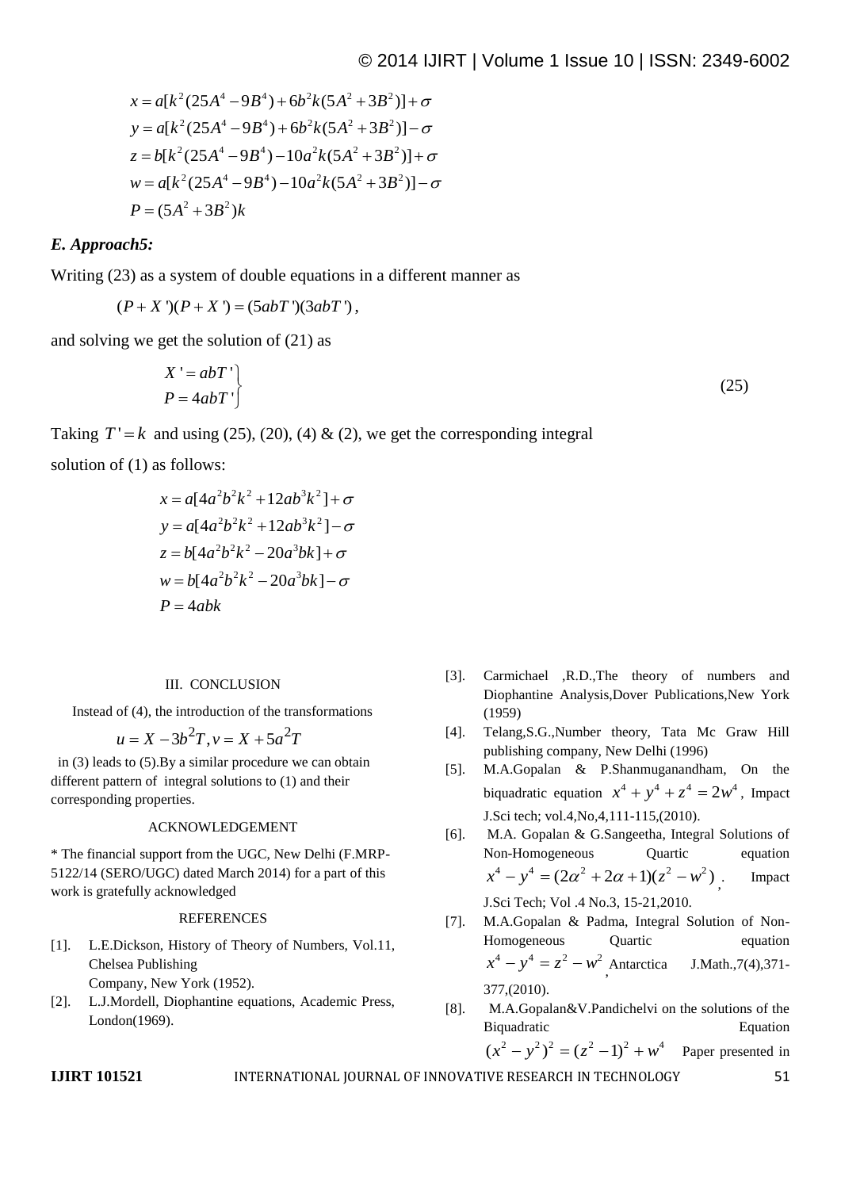$$x = a[k^2(25A^4 - 9B^4) + 6b^2k(5A^2 + 3B^2)] + \sigma$$
$$y = a[k^2(25A^4 - 9B^4) + 6b^2k(5A^2 + 3B^2)] - \sigma$$
$$z = b[k^2(25A^4 - 9B^4) - 10a^2k(5A^2 + 3B^2)] + \sigma$$
$$w = a[k^2(25A^4 - 9B^4) - 10a^2k(5A^2 + 3B^2)] - \sigma$$
$$P = (5A^2 + 3B^2)k$$

### *E. Approach5:*

Writing (23) as a system of double equations in a different manner as

$$(P + X')(P + X') = (5abT')(3abT'),$$

and solving we get the solution of (21) as

$$\left.\begin{aligned} X' &= abT' \\ P &= 4abT' \end{aligned}\right\} \tag{25}$$

Taking $T' = k$ and using (25), (20), (4) & (2), we get the corresponding integral solution of (1) as follows:

$$x = a[4a^2b^2k^2 + 12ab^3k^2] + \sigma$$
$$y = a[4a^2b^2k^2 + 12ab^3k^2] - \sigma$$
$$z = b[4a^2b^2k^2 - 20a^3bk] + \sigma$$
$$w = b[4a^2b^2k^2 - 20a^3bk] - \sigma$$
$$P = 4abk$$

## III. CONCLUSION

Instead of (4), the introduction of the transformations

$$u = X - 3b^2T, v = X + 5a^2T$$

in (3) leads to (5).By a similar procedure we can obtain different pattern of integral solutions to (1) and their corresponding properties.

## ACKNOWLEDGEMENT

* The financial support from the UGC, New Delhi (F.MRP-5122/14 (SERO/UGC) dated March 2014) for a part of this work is gratefully acknowledged

## REFERENCES

[1]. L.E.Dickson, History of Theory of Numbers, Vol.11, Chelsea Publishing Company, New York (1952).

[2]. L.J.Mordell, Diophantine equations, Academic Press, London(1969).

[3]. Carmichael ,R.D.,The theory of numbers and Diophantine Analysis,Dover Publications,New York (1959)

[4]. Telang,S.G.,Number theory, Tata Mc Graw Hill publishing company, New Delhi (1996)

[5]. M.A.Gopalan & P.Shanmuganandham, On the biquadratic equation $x^4 + y^4 + z^4 = 2w^4$, Impact J.Sci tech; vol.4,No,4,111-115,(2010).

[6]. M.A. Gopalan & G.Sangeetha, Integral Solutions of Non-Homogeneous Quartic equation $x^4 - y^4 = (2\alpha^2 + 2\alpha + 1)(z^2 - w^2)$, . Impact J.Sci Tech; Vol .4 No.3, 15-21,2010.

[7]. M.A.Gopalan & Padma, Integral Solution of Non-Homogeneous Quartic equation $x^4 - y^4 = z^2 - w^2$, Antarctica J.Math.,7(4),371-377,(2010).

[8]. M.A.Gopalan&V.Pandichelvi on the solutions of the Biquadratic Equation $(x^2 - y^2)^2 = (z^2 - 1)^2 + w^4$ Paper presented in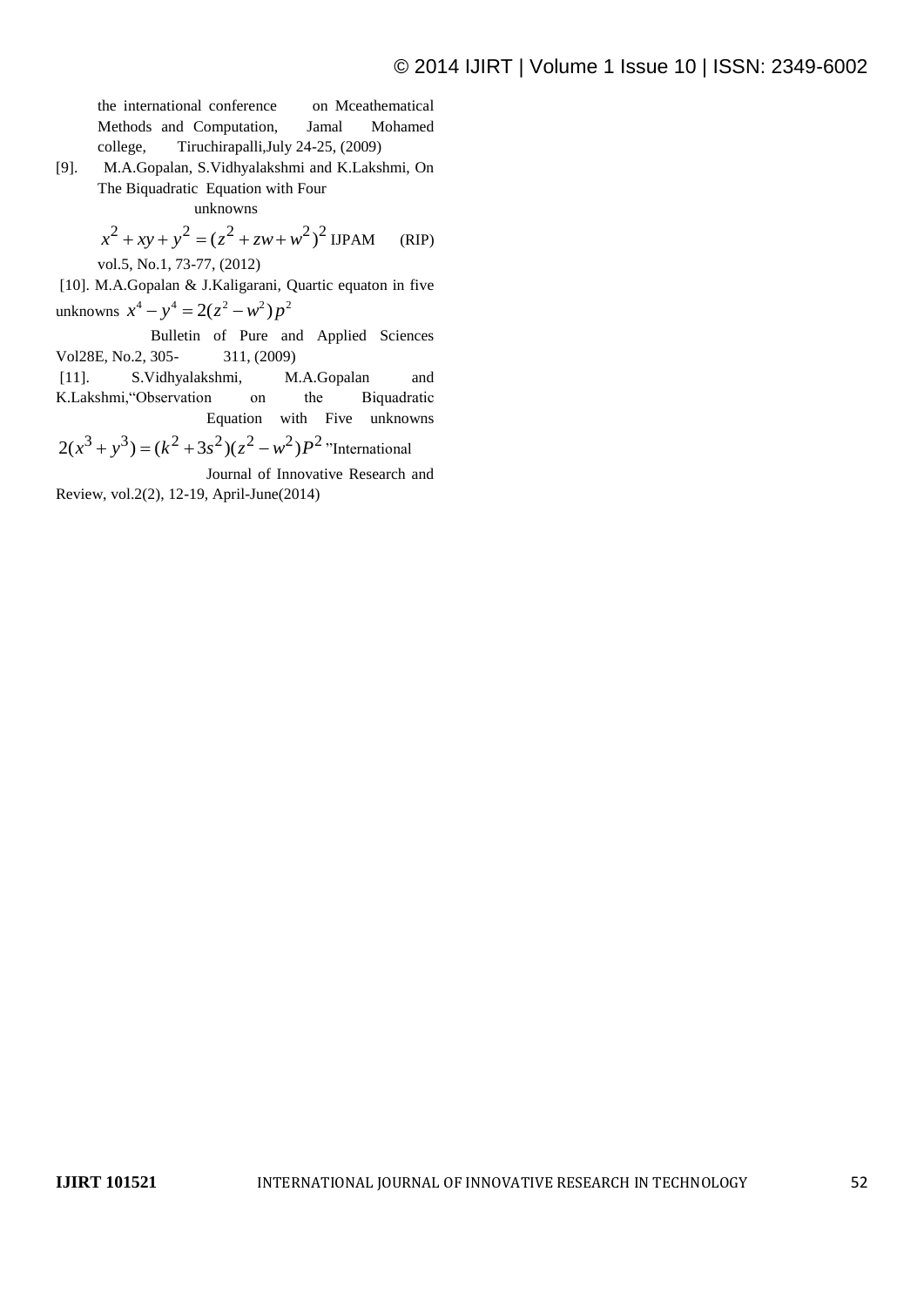the international conference on Mceathematical Methods and Computation, Jamal Mohamed college, Tiruchirapalli,July 24-25, (2009)

[9]. M.A.Gopalan, S.Vidhyalakshmi and K.Lakshmi, On The Biquadratic Equation with Four unknowns $x^2 + xy + y^2 = (z^2 + zw + w^2)^2$ IJPAM (RIP) vol.5, No.1, 73-77, (2012)

[10]. M.A.Gopalan & J.Kaligarani, Quartic equaton in five unknowns $x^4 - y^4 = 2(z^2 - w^2)p^2$ Bulletin of Pure and Applied Sciences Vol28E, No.2, 305- 311, (2009)

[11]. S.Vidhyalakshmi, M.A.Gopalan and K.Lakshmi,"Observation on the Biquadratic Equation with Five unknowns $2(x^3 + y^3) = (k^2 + 3s^2)(z^2 - w^2)P^2$ "International Journal of Innovative Research and Review, vol.2(2), 12-19, April-June(2014)